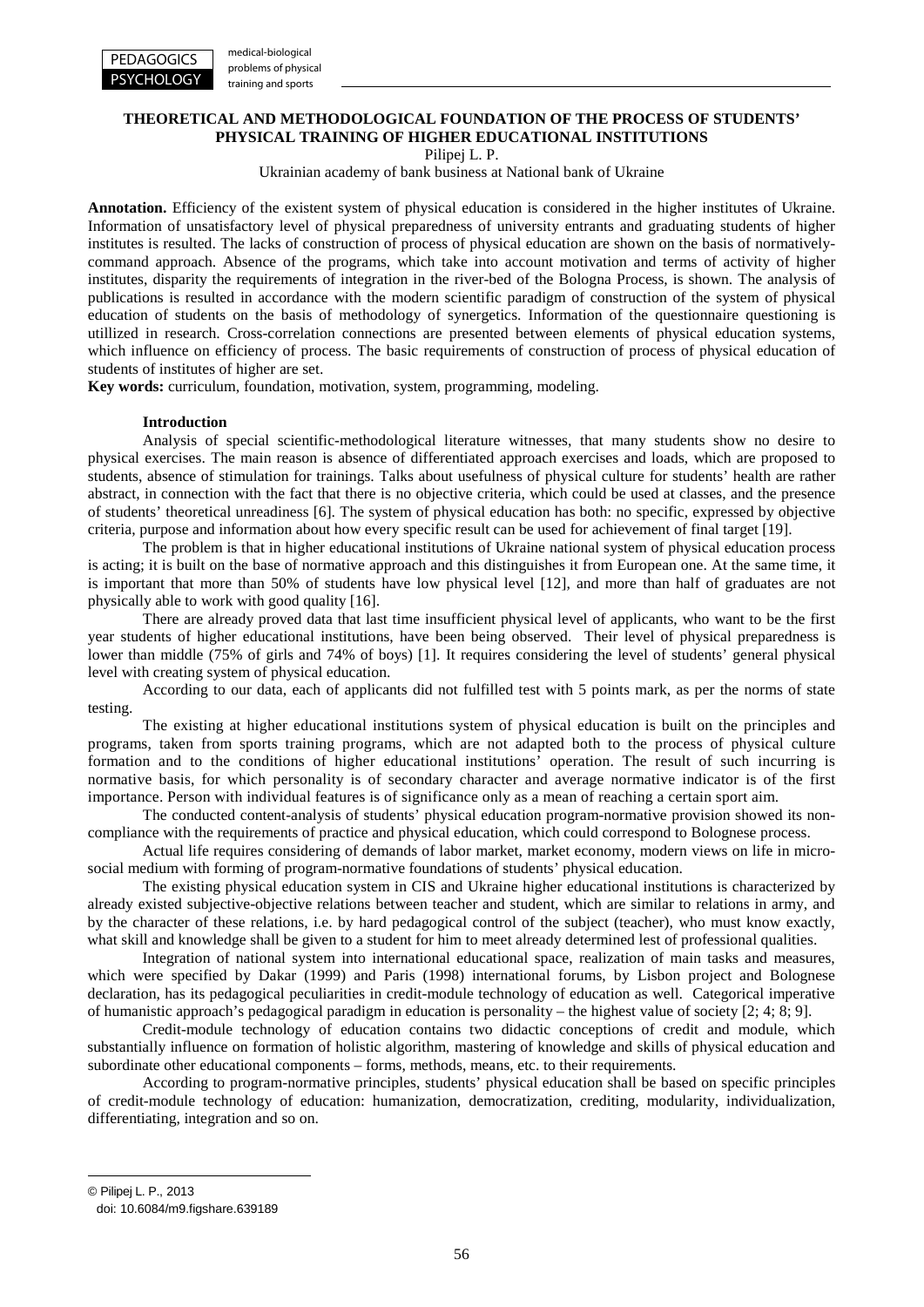# THEORETICAL AND METHODOLOGICAL FOUNDATION OF THE PROCESS OF STUDENTS' PHYSICAL TRAINING OF HIGHER EDUCATIONAL INSTITUTIONS

Pilipej L. P.

Ukrainian academy of bank business at National bank of Ukraine

**Annotation.** Efficiency of the existent system of physical education is considered in the higher institutes of Ukraine. Information of unsatisfactory level of physical preparedness of university entrants and graduating students of higher institutes is resulted. The lacks of construction of process of physical education are shown on the basis of normatively-command approach. Absence of the programs, which take into account motivation and terms of activity of higher institutes, disparity the requirements of integration in the river-bed of the Bologna Process, is shown. The analysis of publications is resulted in accordance with the modern scientific paradigm of construction of the system of physical education of students on the basis of methodology of synergetics. Information of the questionnaire questioning is utillized in research. Cross-correlation connections are presented between elements of physical education systems, which influence on efficiency of process. The basic requirements of construction of process of physical education of students of institutes of higher are set.

**Key words:** curriculum, foundation, motivation, system, programming, modeling.

## Introduction

Analysis of special scientific-methodological literature witnesses, that many students show no desire to physical exercises. The main reason is absence of differentiated approach exercises and loads, which are proposed to students, absence of stimulation for trainings. Talks about usefulness of physical culture for students' health are rather abstract, in connection with the fact that there is no objective criteria, which could be used at classes, and the presence of students' theoretical unreadiness [6]. The system of physical education has both: no specific, expressed by objective criteria, purpose and information about how every specific result can be used for achievement of final target [19].

The problem is that in higher educational institutions of Ukraine national system of physical education process is acting; it is built on the base of normative approach and this distinguishes it from European one. At the same time, it is important that more than 50% of students have low physical level [12], and more than half of graduates are not physically able to work with good quality [16].

There are already proved data that last time insufficient physical level of applicants, who want to be the first year students of higher educational institutions, have been being observed. Their level of physical preparedness is lower than middle (75% of girls and 74% of boys) [1]. It requires considering the level of students' general physical level with creating system of physical education.

According to our data, each of applicants did not fulfilled test with 5 points mark, as per the norms of state testing.

The existing at higher educational institutions system of physical education is built on the principles and programs, taken from sports training programs, which are not adapted both to the process of physical culture formation and to the conditions of higher educational institutions' operation. The result of such incurring is normative basis, for which personality is of secondary character and average normative indicator is of the first importance. Person with individual features is of significance only as a mean of reaching a certain sport aim.

The conducted content-analysis of students' physical education program-normative provision showed its non-compliance with the requirements of practice and physical education, which could correspond to Bolognese process.

Actual life requires considering of demands of labor market, market economy, modern views on life in micro-social medium with forming of program-normative foundations of students' physical education.

The existing physical education system in CIS and Ukraine higher educational institutions is characterized by already existed subjective-objective relations between teacher and student, which are similar to relations in army, and by the character of these relations, i.e. by hard pedagogical control of the subject (teacher), who must know exactly, what skill and knowledge shall be given to a student for him to meet already determined lest of professional qualities.

Integration of national system into international educational space, realization of main tasks and measures, which were specified by Dakar (1999) and Paris (1998) international forums, by Lisbon project and Bolognese declaration, has its pedagogical peculiarities in credit-module technology of education as well. Categorical imperative of humanistic approach's pedagogical paradigm in education is personality – the highest value of society [2; 4; 8; 9].

Credit-module technology of education contains two didactic conceptions of credit and module, which substantially influence on formation of holistic algorithm, mastering of knowledge and skills of physical education and subordinate other educational components – forms, methods, means, etc. to their requirements.

According to program-normative principles, students' physical education shall be based on specific principles of credit-module technology of education: humanization, democratization, crediting, modularity, individualization, differentiating, integration and so on.

---

© Pilipej L. P., 2013

doi: 10.6084/m9.figshare.639189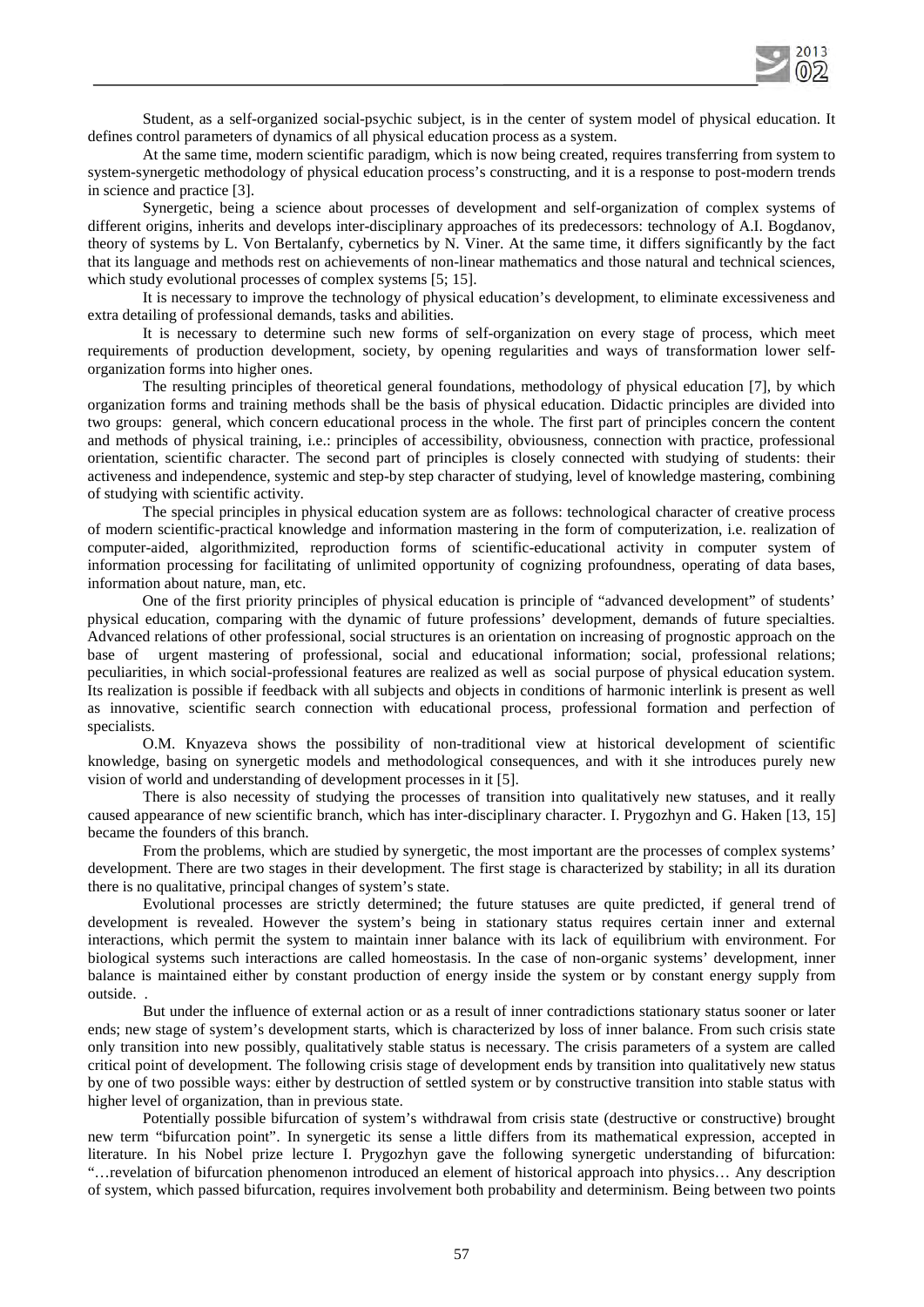Student, as a self-organized social-psychic subject, is in the center of system model of physical education. It defines control parameters of dynamics of all physical education process as a system.

At the same time, modern scientific paradigm, which is now being created, requires transferring from system to system-synergetic methodology of physical education process's constructing, and it is a response to post-modern trends in science and practice [3].

Synergetic, being a science about processes of development and self-organization of complex systems of different origins, inherits and develops inter-disciplinary approaches of its predecessors: technology of A.I. Bogdanov, theory of systems by L. Von Bertalanfy, cybernetics by N. Viner. At the same time, it differs significantly by the fact that its language and methods rest on achievements of non-linear mathematics and those natural and technical sciences, which study evolutional processes of complex systems [5; 15].

It is necessary to improve the technology of physical education's development, to eliminate excessiveness and extra detailing of professional demands, tasks and abilities.

It is necessary to determine such new forms of self-organization on every stage of process, which meet requirements of production development, society, by opening regularities and ways of transformation lower self-organization forms into higher ones.

The resulting principles of theoretical general foundations, methodology of physical education [7], by which organization forms and training methods shall be the basis of physical education. Didactic principles are divided into two groups: general, which concern educational process in the whole. The first part of principles concern the content and methods of physical training, i.e.: principles of accessibility, obviousness, connection with practice, professional orientation, scientific character. The second part of principles is closely connected with studying of students: their activeness and independence, systemic and step-by step character of studying, level of knowledge mastering, combining of studying with scientific activity.

The special principles in physical education system are as follows: technological character of creative process of modern scientific-practical knowledge and information mastering in the form of computerization, i.e. realization of computer-aided, algorithmizited, reproduction forms of scientific-educational activity in computer system of information processing for facilitating of unlimited opportunity of cognizing profoundness, operating of data bases, information about nature, man, etc.

One of the first priority principles of physical education is principle of "advanced development" of students' physical education, comparing with the dynamic of future professions' development, demands of future specialties. Advanced relations of other professional, social structures is an orientation on increasing of prognostic approach on the base of urgent mastering of professional, social and educational information; social, professional relations; peculiarities, in which social-professional features are realized as well as social purpose of physical education system. Its realization is possible if feedback with all subjects and objects in conditions of harmonic interlink is present as well as innovative, scientific search connection with educational process, professional formation and perfection of specialists.

O.M. Knyazeva shows the possibility of non-traditional view at historical development of scientific knowledge, basing on synergetic models and methodological consequences, and with it she introduces purely new vision of world and understanding of development processes in it [5].

There is also necessity of studying the processes of transition into qualitatively new statuses, and it really caused appearance of new scientific branch, which has inter-disciplinary character. I. Prygozhyn and G. Haken [13, 15] became the founders of this branch.

From the problems, which are studied by synergetic, the most important are the processes of complex systems' development. There are two stages in their development. The first stage is characterized by stability; in all its duration there is no qualitative, principal changes of system's state.

Evolutional processes are strictly determined; the future statuses are quite predicted, if general trend of development is revealed. However the system's being in stationary status requires certain inner and external interactions, which permit the system to maintain inner balance with its lack of equilibrium with environment. For biological systems such interactions are called homeostasis. In the case of non-organic systems' development, inner balance is maintained either by constant production of energy inside the system or by constant energy supply from outside. .

But under the influence of external action or as a result of inner contradictions stationary status sooner or later ends; new stage of system's development starts, which is characterized by loss of inner balance. From such crisis state only transition into new possibly, qualitatively stable status is necessary. The crisis parameters of a system are called critical point of development. The following crisis stage of development ends by transition into qualitatively new status by one of two possible ways: either by destruction of settled system or by constructive transition into stable status with higher level of organization, than in previous state.

Potentially possible bifurcation of system's withdrawal from crisis state (destructive or constructive) brought new term "bifurcation point". In synergetic its sense a little differs from its mathematical expression, accepted in literature. In his Nobel prize lecture I. Prygozhyn gave the following synergetic understanding of bifurcation: "…revelation of bifurcation phenomenon introduced an element of historical approach into physics… Any description of system, which passed bifurcation, requires involvement both probability and determinism. Being between two points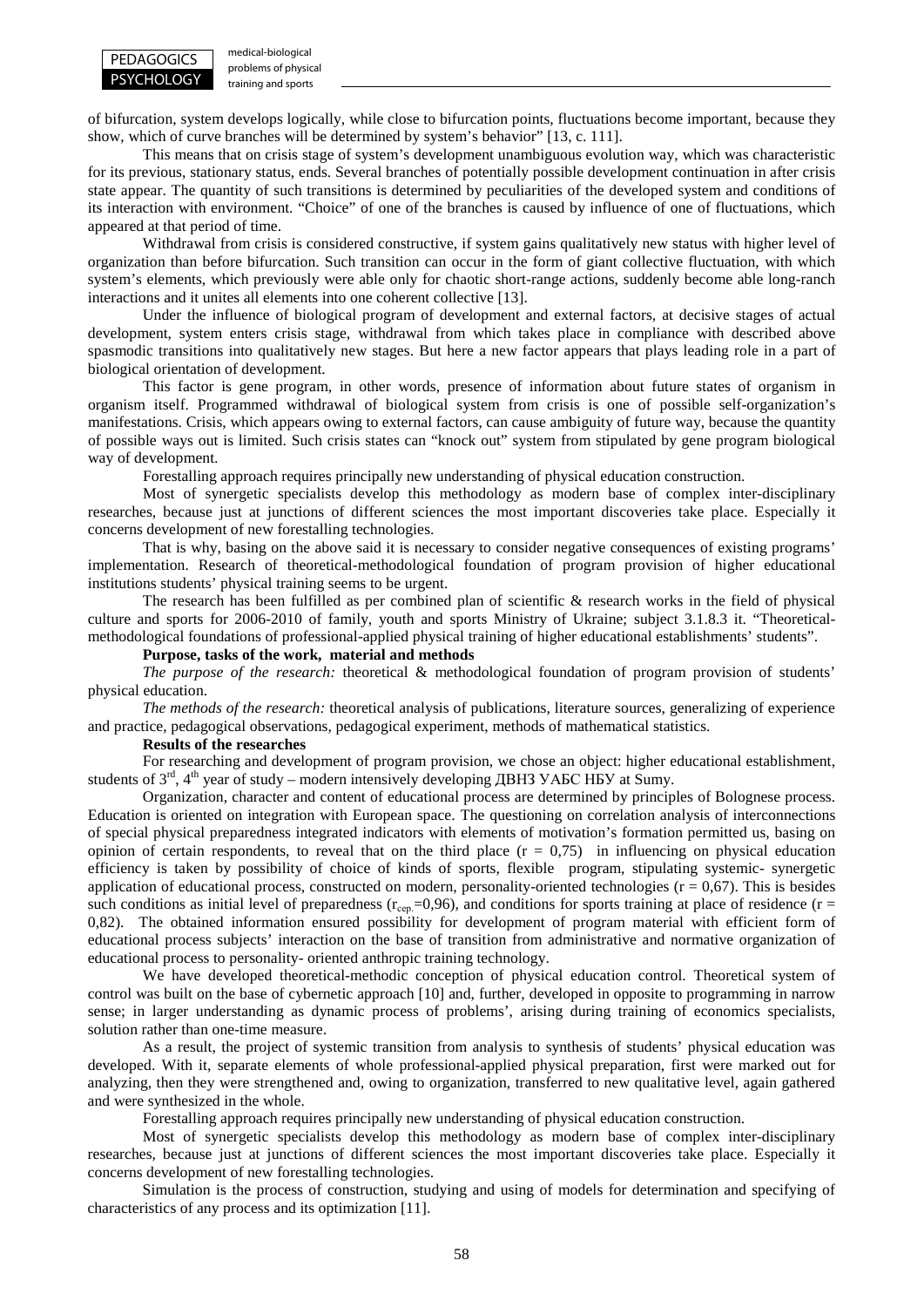of bifurcation, system develops logically, while close to bifurcation points, fluctuations become important, because they show, which of curve branches will be determined by system's behavior" [13, c. 111].

This means that on crisis stage of system's development unambiguous evolution way, which was characteristic for its previous, stationary status, ends. Several branches of potentially possible development continuation in after crisis state appear. The quantity of such transitions is determined by peculiarities of the developed system and conditions of its interaction with environment. "Choice" of one of the branches is caused by influence of one of fluctuations, which appeared at that period of time.

Withdrawal from crisis is considered constructive, if system gains qualitatively new status with higher level of organization than before bifurcation. Such transition can occur in the form of giant collective fluctuation, with which system's elements, which previously were able only for chaotic short-range actions, suddenly become able long-ranch interactions and it unites all elements into one coherent collective [13].

Under the influence of biological program of development and external factors, at decisive stages of actual development, system enters crisis stage, withdrawal from which takes place in compliance with described above spasmodic transitions into qualitatively new stages. But here a new factor appears that plays leading role in a part of biological orientation of development.

This factor is gene program, in other words, presence of information about future states of organism in organism itself. Programmed withdrawal of biological system from crisis is one of possible self-organization's manifestations. Crisis, which appears owing to external factors, can cause ambiguity of future way, because the quantity of possible ways out is limited. Such crisis states can "knock out" system from stipulated by gene program biological way of development.

Forestalling approach requires principally new understanding of physical education construction.

Most of synergetic specialists develop this methodology as modern base of complex inter-disciplinary researches, because just at junctions of different sciences the most important discoveries take place. Especially it concerns development of new forestalling technologies.

That is why, basing on the above said it is necessary to consider negative consequences of existing programs' implementation. Research of theoretical-methodological foundation of program provision of higher educational institutions students' physical training seems to be urgent.

The research has been fulfilled as per combined plan of scientific & research works in the field of physical culture and sports for 2006-2010 of family, youth and sports Ministry of Ukraine; subject 3.1.8.3 it. "Theoretical-methodological foundations of professional-applied physical training of higher educational establishments' students".

**Purpose, tasks of the work, material and methods**

*The purpose of the research:* theoretical & methodological foundation of program provision of students' physical education.

*The methods of the research:* theoretical analysis of publications, literature sources, generalizing of experience and practice, pedagogical observations, pedagogical experiment, methods of mathematical statistics.

**Results of the researches**

For researching and development of program provision, we chose an object: higher educational establishment, students of 3rd, 4th year of study – modern intensively developing ДВНЗ УАБС НБУ at Sumy.

Organization, character and content of educational process are determined by principles of Bolognese process. Education is oriented on integration with European space. The questioning on correlation analysis of interconnections of special physical preparedness integrated indicators with elements of motivation's formation permitted us, basing on opinion of certain respondents, to reveal that on the third place ($r = 0{,}75$) in influencing on physical education efficiency is taken by possibility of choice of kinds of sports, flexible program, stipulating systemic- synergetic application of educational process, constructed on modern, personality-oriented technologies ($r = 0{,}67$). This is besides such conditions as initial level of preparedness ($r_{сер.}=0{,}96$), and conditions for sports training at place of residence ($r = 0{,}82$). The obtained information ensured possibility for development of program material with efficient form of educational process subjects' interaction on the base of transition from administrative and normative organization of educational process to personality- oriented anthropic training technology.

We have developed theoretical-methodic conception of physical education control. Theoretical system of control was built on the base of cybernetic approach [10] and, further, developed in opposite to programming in narrow sense; in larger understanding as dynamic process of problems', arising during training of economics specialists, solution rather than one-time measure.

As a result, the project of systemic transition from analysis to synthesis of students' physical education was developed. With it, separate elements of whole professional-applied physical preparation, first were marked out for analyzing, then they were strengthened and, owing to organization, transferred to new qualitative level, again gathered and were synthesized in the whole.

Forestalling approach requires principally new understanding of physical education construction.

Most of synergetic specialists develop this methodology as modern base of complex inter-disciplinary researches, because just at junctions of different sciences the most important discoveries take place. Especially it concerns development of new forestalling technologies.

Simulation is the process of construction, studying and using of models for determination and specifying of characteristics of any process and its optimization [11].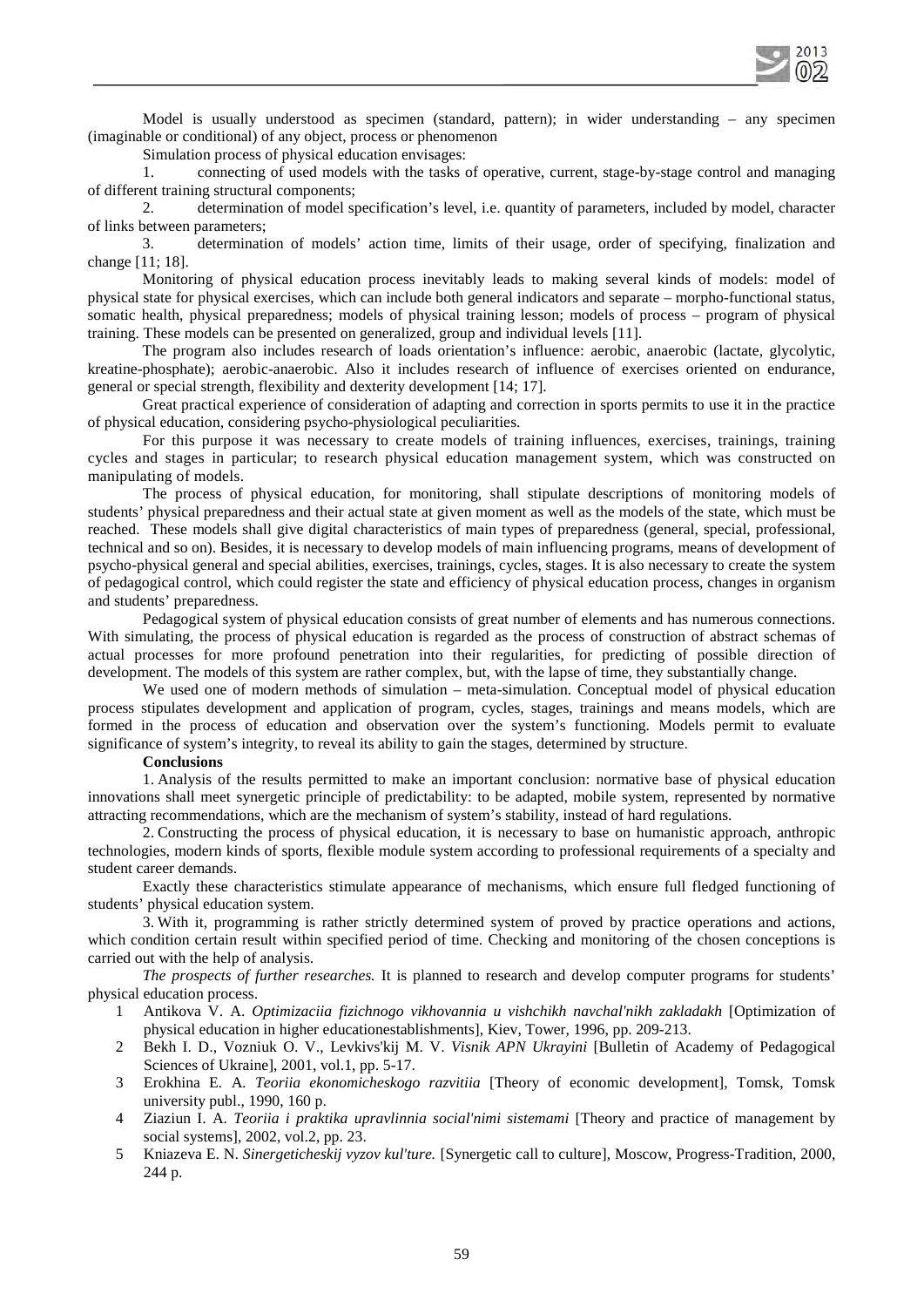Model is usually understood as specimen (standard, pattern); in wider understanding – any specimen (imaginable or conditional) of any object, process or phenomenon

Simulation process of physical education envisages:

1. connecting of used models with the tasks of operative, current, stage-by-stage control and managing of different training structural components;
2. determination of model specification's level, i.e. quantity of parameters, included by model, character of links between parameters;
3. determination of models' action time, limits of their usage, order of specifying, finalization and change [11; 18].

Monitoring of physical education process inevitably leads to making several kinds of models: model of physical state for physical exercises, which can include both general indicators and separate – morpho-functional status, somatic health, physical preparedness; models of physical training lesson; models of process – program of physical training. These models can be presented on generalized, group and individual levels [11].

The program also includes research of loads orientation's influence: aerobic, anaerobic (lactate, glycolytic, kreatine-phosphate); aerobic-anaerobic. Also it includes research of influence of exercises oriented on endurance, general or special strength, flexibility and dexterity development [14; 17].

Great practical experience of consideration of adapting and correction in sports permits to use it in the practice of physical education, considering psycho-physiological peculiarities.

For this purpose it was necessary to create models of training influences, exercises, trainings, training cycles and stages in particular; to research physical education management system, which was constructed on manipulating of models.

The process of physical education, for monitoring, shall stipulate descriptions of monitoring models of students' physical preparedness and their actual state at given moment as well as the models of the state, which must be reached. These models shall give digital characteristics of main types of preparedness (general, special, professional, technical and so on). Besides, it is necessary to develop models of main influencing programs, means of development of psycho-physical general and special abilities, exercises, trainings, cycles, stages. It is also necessary to create the system of pedagogical control, which could register the state and efficiency of physical education process, changes in organism and students' preparedness.

Pedagogical system of physical education consists of great number of elements and has numerous connections. With simulating, the process of physical education is regarded as the process of construction of abstract schemas of actual processes for more profound penetration into their regularities, for predicting of possible direction of development. The models of this system are rather complex, but, with the lapse of time, they substantially change.

We used one of modern methods of simulation – meta-simulation. Conceptual model of physical education process stipulates development and application of program, cycles, stages, trainings and means models, which are formed in the process of education and observation over the system's functioning. Models permit to evaluate significance of system's integrity, to reveal its ability to gain the stages, determined by structure.

**Conclusions**

1. Analysis of the results permitted to make an important conclusion: normative base of physical education innovations shall meet synergetic principle of predictability: to be adapted, mobile system, represented by normative attracting recommendations, which are the mechanism of system's stability, instead of hard regulations.

2. Constructing the process of physical education, it is necessary to base on humanistic approach, anthropic technologies, modern kinds of sports, flexible module system according to professional requirements of a specialty and student career demands.

Exactly these characteristics stimulate appearance of mechanisms, which ensure full fledged functioning of students' physical education system.

3. With it, programming is rather strictly determined system of proved by practice operations and actions, which condition certain result within specified period of time. Checking and monitoring of the chosen conceptions is carried out with the help of analysis.

*The prospects of further researches.* It is planned to research and develop computer programs for students' physical education process.

1. Antikova V. A. *Optimizaciia fizichnogo vikhovannia u vishchikh navchal'nikh zakladakh* [Optimization of physical education in higher educationestablishments], Kiev, Tower, 1996, pp. 209-213.
2. Bekh I. D., Vozniuk O. V., Levkivs'kij M. V. *Visnik APN Ukrayini* [Bulletin of Academy of Pedagogical Sciences of Ukraine], 2001, vol.1, pp. 5-17.
3. Erokhina E. A. *Teoriia ekonomicheskogo razvitiia* [Theory of economic development], Tomsk, Tomsk university publ., 1990, 160 p.
4. Ziaziun I. A. *Teoriia i praktika upravlinnia social'nimi sistemami* [Theory and practice of management by social systems], 2002, vol.2, pp. 23.
5. Kniazeva E. N. *Sinergeticheskij vyzov kul'ture.* [Synergetic call to culture], Moscow, Progress-Tradition, 2000, 244 p.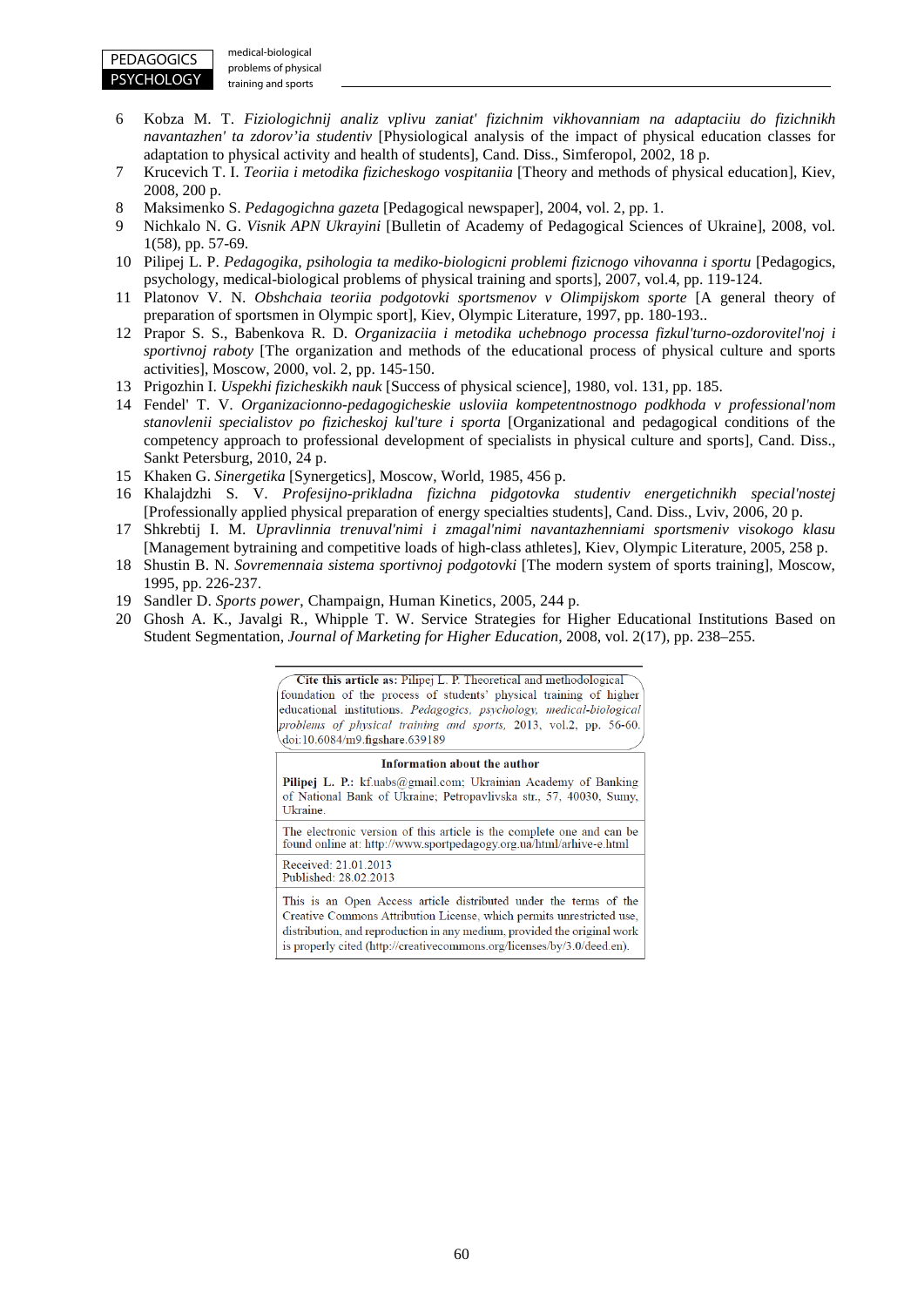6 Kobza M. T. *Fiziologichnij analiz vplivu zaniat' fizichnim vikhovanniam na adaptaciiu do fizichnikh navantazhen' ta zdorov'ia studentiv* [Physiological analysis of the impact of physical education classes for adaptation to physical activity and health of students], Cand. Diss., Simferopol, 2002, 18 p.
7 Krucevich T. I. *Teoriia i metodika fizicheskogo vospitaniia* [Theory and methods of physical education], Kiev, 2008, 200 p.
8 Maksimenko S. *Pedagogichna gazeta* [Pedagogical newspaper], 2004, vol. 2, pp. 1.
9 Nichkalo N. G. *Visnik APN Ukrayini* [Bulletin of Academy of Pedagogical Sciences of Ukraine], 2008, vol. 1(58), pp. 57-69.
10 Pilipej L. P. *Pedagogika, psihologia ta mediko-biologicni problemi fizicnogo vihovanna i sportu* [Pedagogics, psychology, medical-biological problems of physical training and sports], 2007, vol.4, pp. 119-124.
11 Platonov V. N. *Obshchaia teoriia podgotovki sportsmenov v Olimpijskom sporte* [A general theory of preparation of sportsmen in Olympic sport], Kiev, Olympic Literature, 1997, pp. 180-193..
12 Prapor S. S., Babenkova R. D. *Organizaciia i metodika uchebnogo processa fizkul'turno-ozdorovitel'noj i sportivnoj raboty* [The organization and methods of the educational process of physical culture and sports activities], Moscow, 2000, vol. 2, pp. 145-150.
13 Prigozhin I. *Uspekhi fizicheskikh nauk* [Success of physical science], 1980, vol. 131, pp. 185.
14 Fendel' T. V. *Organizacionno-pedagogicheskie usloviia kompetentnostnogo podkhoda v professional'nom stanovlenii specialistov po fizicheskoj kul'ture i sporta* [Organizational and pedagogical conditions of the competency approach to professional development of specialists in physical culture and sports], Cand. Diss., Sankt Petersburg, 2010, 24 p.
15 Khaken G. *Sinergetika* [Synergetics], Moscow, World, 1985, 456 p.
16 Khalajdzhi S. V. *Profesijno-prikladna fizichna pidgotovka studentiv energetichnikh special'nostej* [Professionally applied physical preparation of energy specialties students], Cand. Diss., Lviv, 2006, 20 p.
17 Shkrebtij I. M. *Upravlinnia trenuval'nimi i zmagal'nimi navantazhenniami sportsmeniv visokogo klasu* [Management bytraining and competitive loads of high-class athletes], Kiev, Olympic Literature, 2005, 258 p.
18 Shustin B. N. *Sovremennaia sistema sportivnoj podgotovki* [The modern system of sports training], Moscow, 1995, pp. 226-237.
19 Sandler D. *Sports power*, Champaign, Human Kinetics, 2005, 244 p.
20 Ghosh A. K., Javalgi R., Whipple T. W. Service Strategies for Higher Educational Institutions Based on Student Segmentation, *Journal of Marketing for Higher Education*, 2008, vol. 2(17), pp. 238–255.

**Cite this article as:** Pilipej L. P. Theoretical and methodological foundation of the process of students' physical training of higher educational institutions. *Pedagogics, psychology, medical-biological problems of physical training and sports,* 2013, vol.2, pp. 56-60. doi:10.6084/m9.figshare.639189

**Information about the author**

**Pilipej L. P.:** kf.uabs@gmail.com; Ukrainian Academy of Banking of National Bank of Ukraine; Petropavlivska str., 57, 40030, Sumy, Ukraine.

The electronic version of this article is the complete one and can be found online at: http://www.sportpedagogy.org.ua/html/arhive-e.html

Received: 21.01.2013
Published: 28.02.2013

This is an Open Access article distributed under the terms of the Creative Commons Attribution License, which permits unrestricted use, distribution, and reproduction in any medium, provided the original work is properly cited (http://creativecommons.org/licenses/by/3.0/deed.en).